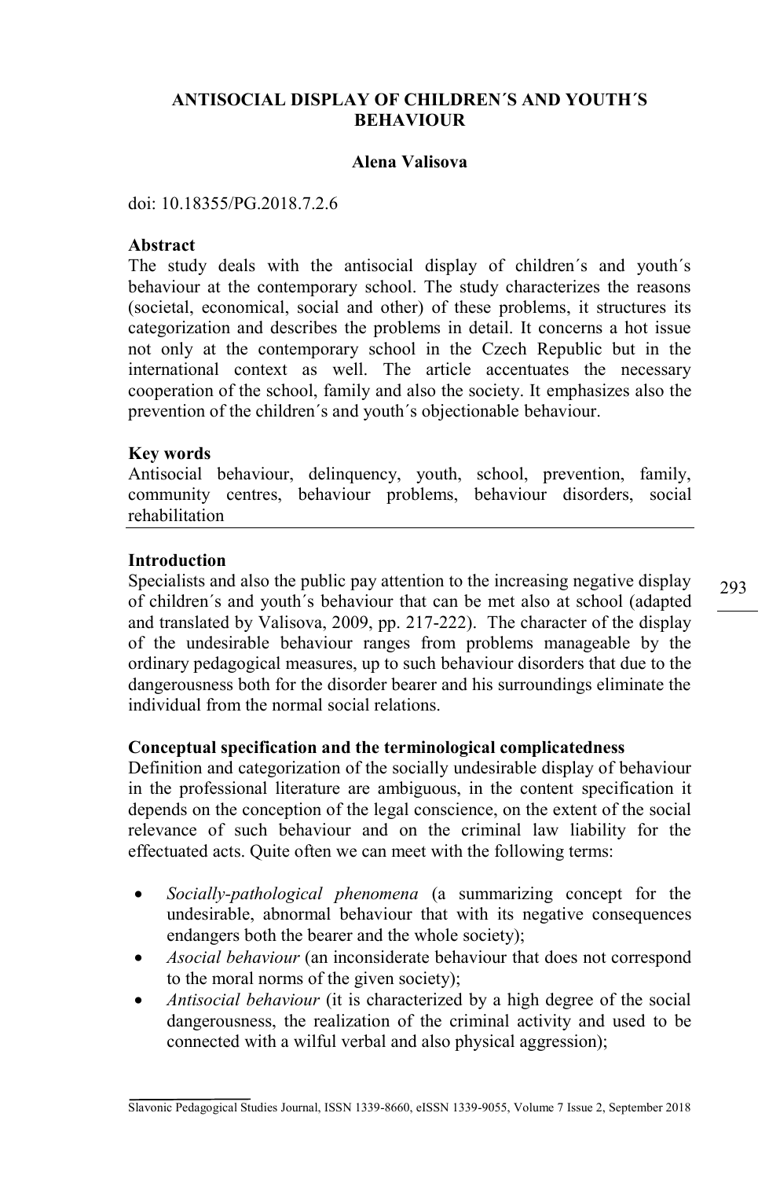# ANTISOCIAL DISPLAY OF CHILDREN´S AND YOUTH´S BEHAVIOUR

**Alena Valisova**

doi: 10.18355/PG.2018.7.2.6

**Abstract**

The study deals with the antisocial display of children´s and youth´s behaviour at the contemporary school. The study characterizes the reasons (societal, economical, social and other) of these problems, it structures its categorization and describes the problems in detail. It concerns a hot issue not only at the contemporary school in the Czech Republic but in the international context as well. The article accentuates the necessary cooperation of the school, family and also the society. It emphasizes also the prevention of the children´s and youth´s objectionable behaviour.

**Key words**

Antisocial behaviour, delinquency, youth, school, prevention, family, community centres, behaviour problems, behaviour disorders, social rehabilitation

## Introduction

Specialists and also the public pay attention to the increasing negative display of children´s and youth´s behaviour that can be met also at school (adapted and translated by Valisova, 2009, pp. 217-222). The character of the display of the undesirable behaviour ranges from problems manageable by the ordinary pedagogical measures, up to such behaviour disorders that due to the dangerousness both for the disorder bearer and his surroundings eliminate the individual from the normal social relations.

## Conceptual specification and the terminological complicatedness

Definition and categorization of the socially undesirable display of behaviour in the professional literature are ambiguous, in the content specification it depends on the conception of the legal conscience, on the extent of the social relevance of such behaviour and on the criminal law liability for the effectuated acts. Quite often we can meet with the following terms:

- *Socially-pathological phenomena* (a summarizing concept for the undesirable, abnormal behaviour that with its negative consequences endangers both the bearer and the whole society);
- *Asocial behaviour* (an inconsiderate behaviour that does not correspond to the moral norms of the given society);
- *Antisocial behaviour* (it is characterized by a high degree of the social dangerousness, the realization of the criminal activity and used to be connected with a wilful verbal and also physical aggression);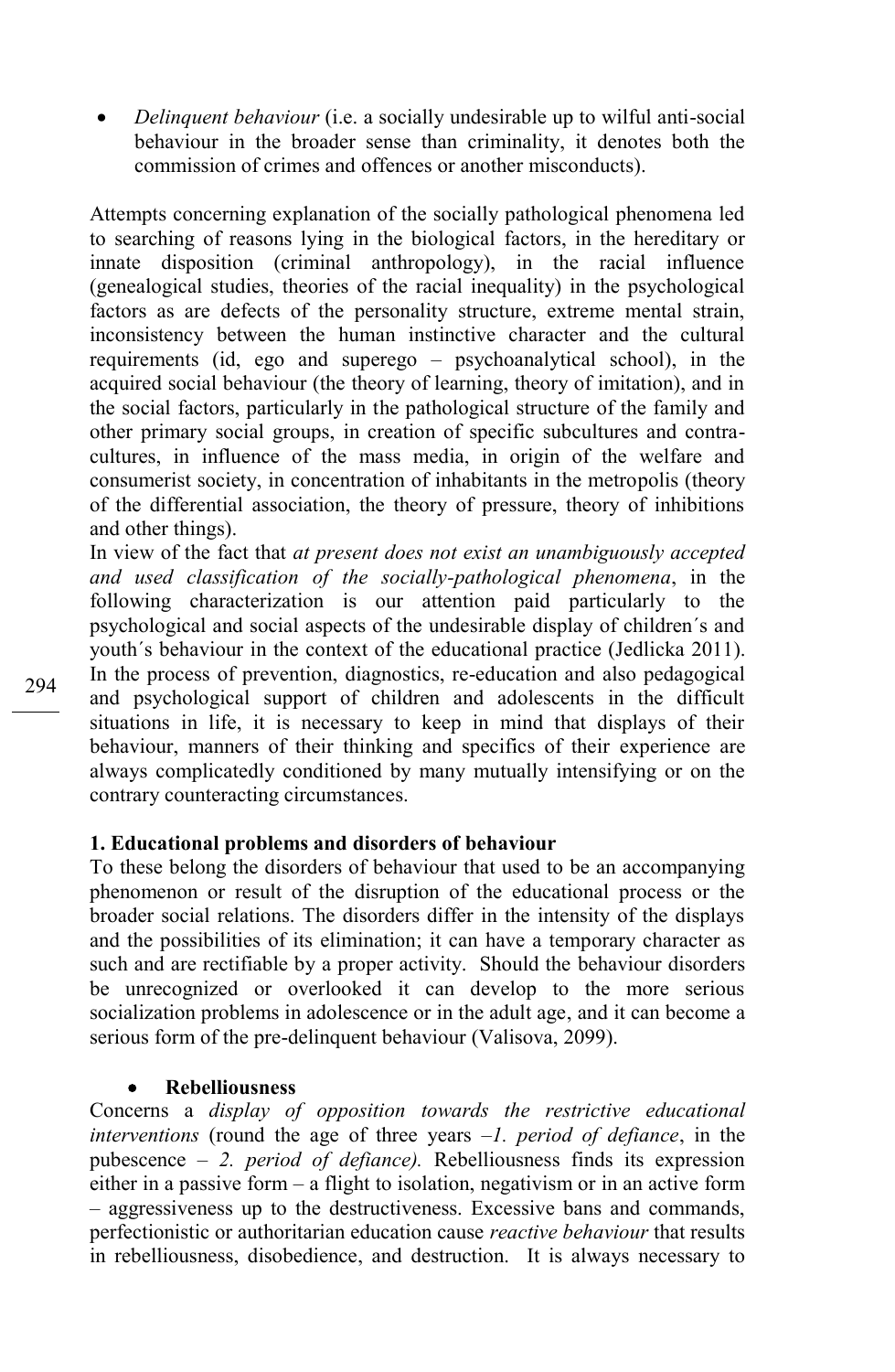- *Delinquent behaviour* (i.e. a socially undesirable up to wilful anti-social behaviour in the broader sense than criminality, it denotes both the commission of crimes and offences or another misconducts).

Attempts concerning explanation of the socially pathological phenomena led to searching of reasons lying in the biological factors, in the hereditary or innate disposition (criminal anthropology), in the racial influence (genealogical studies, theories of the racial inequality) in the psychological factors as are defects of the personality structure, extreme mental strain, inconsistency between the human instinctive character and the cultural requirements (id, ego and superego – psychoanalytical school), in the acquired social behaviour (the theory of learning, theory of imitation), and in the social factors, particularly in the pathological structure of the family and other primary social groups, in creation of specific subcultures and contra-cultures, in influence of the mass media, in origin of the welfare and consumerist society, in concentration of inhabitants in the metropolis (theory of the differential association, the theory of pressure, theory of inhibitions and other things).

In view of the fact that *at present does not exist an unambiguously accepted and used classification of the socially-pathological phenomena*, in the following characterization is our attention paid particularly to the psychological and social aspects of the undesirable display of children´s and youth´s behaviour in the context of the educational practice (Jedlicka 2011). In the process of prevention, diagnostics, re-education and also pedagogical and psychological support of children and adolescents in the difficult situations in life, it is necessary to keep in mind that displays of their behaviour, manners of their thinking and specifics of their experience are always complicatedly conditioned by many mutually intensifying or on the contrary counteracting circumstances.

**1. Educational problems and disorders of behaviour**

To these belong the disorders of behaviour that used to be an accompanying phenomenon or result of the disruption of the educational process or the broader social relations. The disorders differ in the intensity of the displays and the possibilities of its elimination; it can have a temporary character as such and are rectifiable by a proper activity. Should the behaviour disorders be unrecognized or overlooked it can develop to the more serious socialization problems in adolescence or in the adult age, and it can become a serious form of the pre-delinquent behaviour (Valisova, 2099).

- **Rebelliousness**

Concerns a *display of opposition towards the restrictive educational interventions* (round the age of three years *–1. period of defiance*, in the pubescence – *2. period of defiance).* Rebelliousness finds its expression either in a passive form – a flight to isolation, negativism or in an active form – aggressiveness up to the destructiveness. Excessive bans and commands, perfectionistic or authoritarian education cause *reactive behaviour* that results in rebelliousness, disobedience, and destruction. It is always necessary to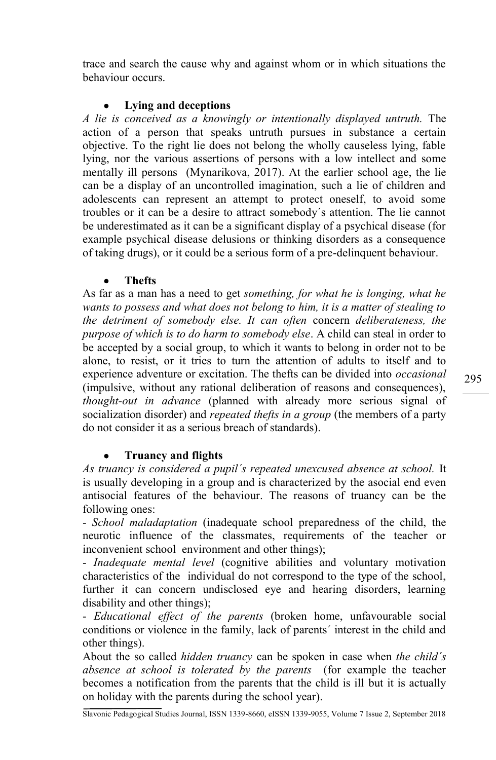trace and search the cause why and against whom or in which situations the behaviour occurs.

- **Lying and deceptions**

*A lie is conceived as a knowingly or intentionally displayed untruth.* The action of a person that speaks untruth pursues in substance a certain objective. To the right lie does not belong the wholly causeless lying, fable lying, nor the various assertions of persons with a low intellect and some mentally ill persons (Mynarikova, 2017). At the earlier school age, the lie can be a display of an uncontrolled imagination, such a lie of children and adolescents can represent an attempt to protect oneself, to avoid some troubles or it can be a desire to attract somebody´s attention. The lie cannot be underestimated as it can be a significant display of a psychical disease (for example psychical disease delusions or thinking disorders as a consequence of taking drugs), or it could be a serious form of a pre-delinquent behaviour.

- **Thefts**

As far as a man has a need to get *something, for what he is longing, what he wants to possess and what does not belong to him, it is a matter of stealing to the detriment of somebody else. It can often* concern *deliberateness, the purpose of which is to do harm to somebody else*. A child can steal in order to be accepted by a social group, to which it wants to belong in order not to be alone, to resist, or it tries to turn the attention of adults to itself and to experience adventure or excitation. The thefts can be divided into *occasional* (impulsive, without any rational deliberation of reasons and consequences), *thought-out in advance* (planned with already more serious signal of socialization disorder) and *repeated thefts in a group* (the members of a party do not consider it as a serious breach of standards).

- **Truancy and flights**

*As truancy is considered a pupil´s repeated unexcused absence at school.* It is usually developing in a group and is characterized by the asocial end even antisocial features of the behaviour. The reasons of truancy can be the following ones:

- *School maladaptation* (inadequate school preparedness of the child, the neurotic influence of the classmates, requirements of the teacher or inconvenient school environment and other things);
- *Inadequate mental level* (cognitive abilities and voluntary motivation characteristics of the individual do not correspond to the type of the school, further it can concern undisclosed eye and hearing disorders, learning disability and other things);
- *Educational effect of the parents* (broken home, unfavourable social conditions or violence in the family, lack of parents´ interest in the child and other things).

About the so called *hidden truancy* can be spoken in case when *the child´s absence at school is tolerated by the parents* (for example the teacher becomes a notification from the parents that the child is ill but it is actually on holiday with the parents during the school year).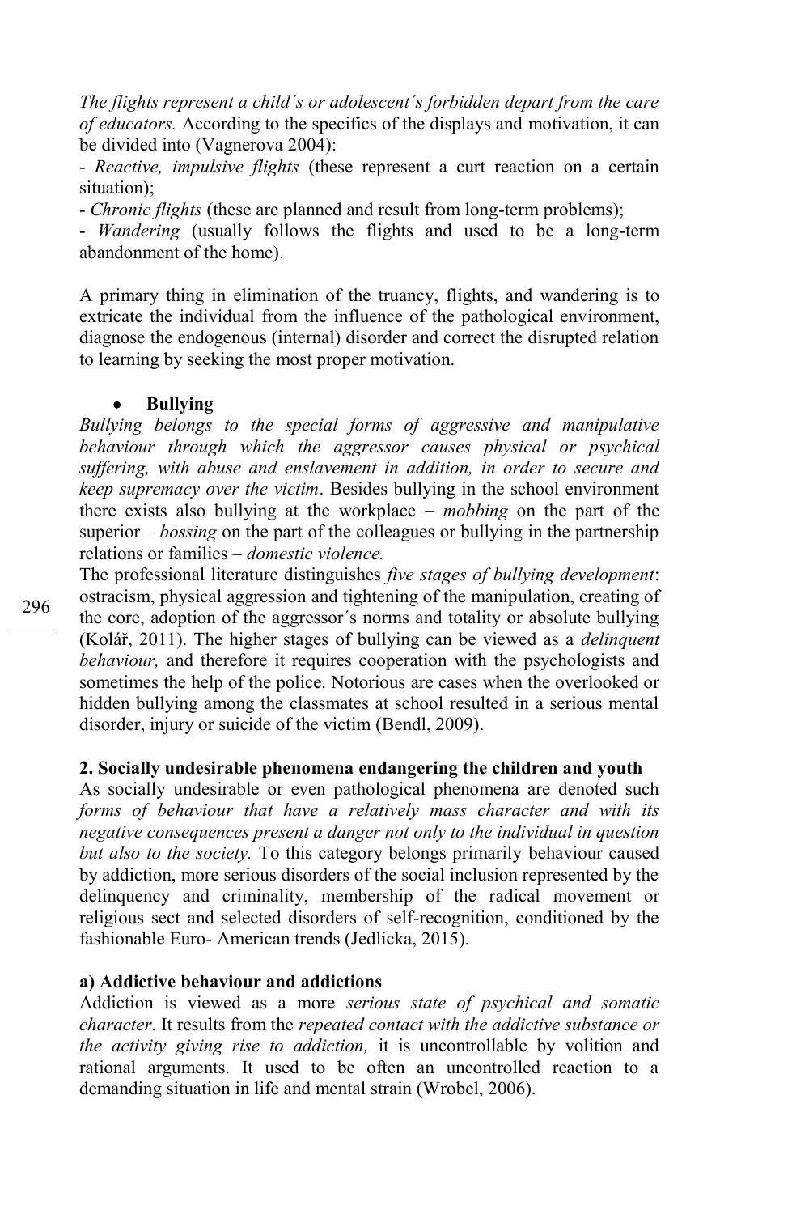*The flights represent a child´s or adolescent´s forbidden depart from the care of educators.* According to the specifics of the displays and motivation, it can be divided into (Vagnerova 2004):

- *Reactive, impulsive flights* (these represent a curt reaction on a certain situation);
- *Chronic flights* (these are planned and result from long-term problems);
- *Wandering* (usually follows the flights and used to be a long-term abandonment of the home).

A primary thing in elimination of the truancy, flights, and wandering is to extricate the individual from the influence of the pathological environment, diagnose the endogenous (internal) disorder and correct the disrupted relation to learning by seeking the most proper motivation.

- **Bullying**

*Bullying belongs to the special forms of aggressive and manipulative behaviour through which the aggressor causes physical or psychical suffering, with abuse and enslavement in addition, in order to secure and keep supremacy over the victim*. Besides bullying in the school environment there exists also bullying at the workplace – *mobbing* on the part of the superior – *bossing* on the part of the colleagues or bullying in the partnership relations or families – *domestic violence.*

The professional literature distinguishes *five stages of bullying development*: ostracism, physical aggression and tightening of the manipulation, creating of the core, adoption of the aggressor´s norms and totality or absolute bullying (Kolář, 2011). The higher stages of bullying can be viewed as a *delinquent behaviour,* and therefore it requires cooperation with the psychologists and sometimes the help of the police. Notorious are cases when the overlooked or hidden bullying among the classmates at school resulted in a serious mental disorder, injury or suicide of the victim (Bendl, 2009).

## 2. Socially undesirable phenomena endangering the children and youth

As socially undesirable or even pathological phenomena are denoted such *forms of behaviour that have a relatively mass character and with its negative consequences present a danger not only to the individual in question but also to the society.* To this category belongs primarily behaviour caused by addiction, more serious disorders of the social inclusion represented by the delinquency and criminality, membership of the radical movement or religious sect and selected disorders of self-recognition, conditioned by the fashionable Euro- American trends (Jedlicka, 2015).

### a) Addictive behaviour and addictions

Addiction is viewed as a more *serious state of psychical and somatic character*. It results from the *repeated contact with the addictive substance or the activity giving rise to addiction,* it is uncontrollable by volition and rational arguments. It used to be often an uncontrolled reaction to a demanding situation in life and mental strain (Wrobel, 2006).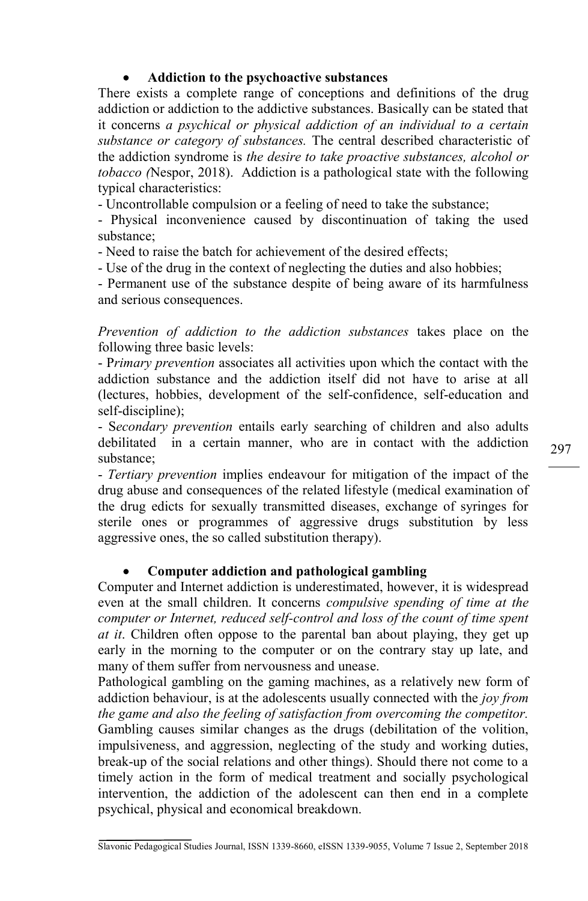- **Addiction to the psychoactive substances**

There exists a complete range of conceptions and definitions of the drug addiction or addiction to the addictive substances. Basically can be stated that it concerns *a psychical or physical addiction of an individual to a certain substance or category of substances.* The central described characteristic of the addiction syndrome is *the desire to take proactive substances, alcohol or tobacco (*Nespor, 2018). Addiction is a pathological state with the following typical characteristics:

- Uncontrollable compulsion or a feeling of need to take the substance;
- Physical inconvenience caused by discontinuation of taking the used substance;
- Need to raise the batch for achievement of the desired effects;
- Use of the drug in the context of neglecting the duties and also hobbies;
- Permanent use of the substance despite of being aware of its harmfulness and serious consequences.

*Prevention of addiction to the addiction substances* takes place on the following three basic levels:

- P*rimary prevention* associates all activities upon which the contact with the addiction substance and the addiction itself did not have to arise at all (lectures, hobbies, development of the self-confidence, self-education and self-discipline);
- S*econdary prevention* entails early searching of children and also adults debilitated in a certain manner, who are in contact with the addiction substance;
- *Tertiary prevention* implies endeavour for mitigation of the impact of the drug abuse and consequences of the related lifestyle (medical examination of the drug edicts for sexually transmitted diseases, exchange of syringes for sterile ones or programmes of aggressive drugs substitution by less aggressive ones, the so called substitution therapy).

- **Computer addiction and pathological gambling**

Computer and Internet addiction is underestimated, however, it is widespread even at the small children. It concerns *compulsive spending of time at the computer or Internet, reduced self-control and loss of the count of time spent at it*. Children often oppose to the parental ban about playing, they get up early in the morning to the computer or on the contrary stay up late, and many of them suffer from nervousness and unease.

Pathological gambling on the gaming machines, as a relatively new form of addiction behaviour, is at the adolescents usually connected with the *joy from the game and also the feeling of satisfaction from overcoming the competitor.* Gambling causes similar changes as the drugs (debilitation of the volition, impulsiveness, and aggression, neglecting of the study and working duties, break-up of the social relations and other things). Should there not come to a timely action in the form of medical treatment and socially psychological intervention, the addiction of the adolescent can then end in a complete psychical, physical and economical breakdown.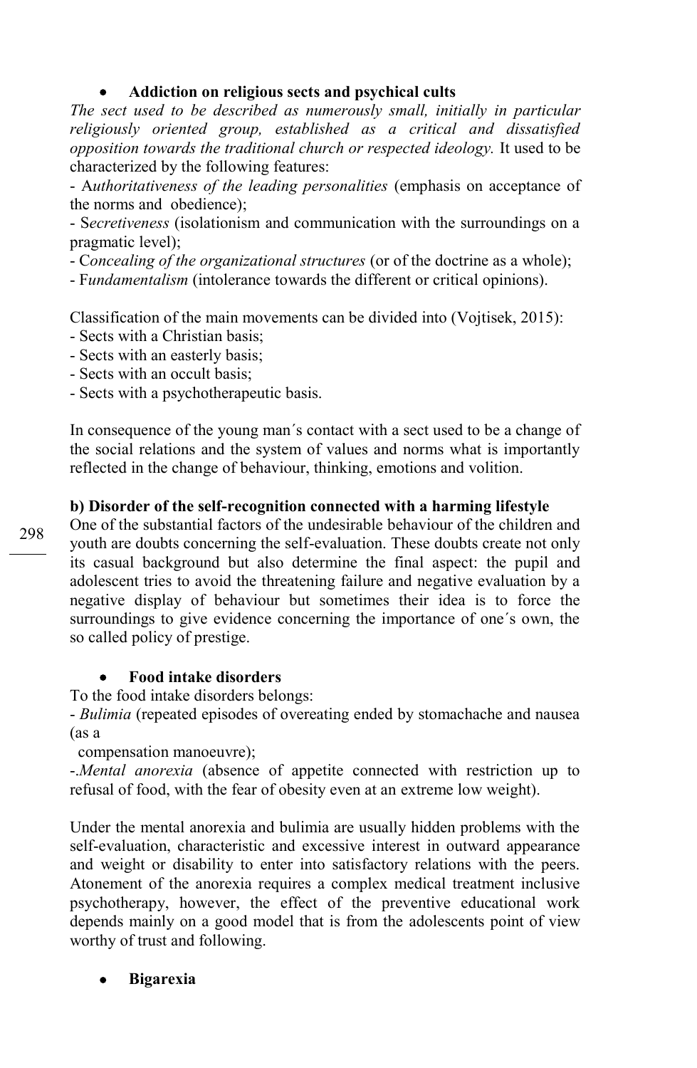- **Addiction on religious sects and psychical cults**

*The sect used to be described as numerously small, initially in particular religiously oriented group, established as a critical and dissatisfied opposition towards the traditional church or respected ideology.* It used to be characterized by the following features:

- A*uthoritativeness of the leading personalities* (emphasis on acceptance of the norms and obedience);
- S*ecretiveness* (isolationism and communication with the surroundings on a pragmatic level);
- C*oncealing of the organizational structures* (or of the doctrine as a whole);
- F*undamentalism* (intolerance towards the different or critical opinions).

Classification of the main movements can be divided into (Vojtisek, 2015):

- Sects with a Christian basis;
- Sects with an easterly basis;
- Sects with an occult basis;
- Sects with a psychotherapeutic basis.

In consequence of the young man´s contact with a sect used to be a change of the social relations and the system of values and norms what is importantly reflected in the change of behaviour, thinking, emotions and volition.

**b) Disorder of the self-recognition connected with a harming lifestyle**

One of the substantial factors of the undesirable behaviour of the children and youth are doubts concerning the self-evaluation. These doubts create not only its casual background but also determine the final aspect: the pupil and adolescent tries to avoid the threatening failure and negative evaluation by a negative display of behaviour but sometimes their idea is to force the surroundings to give evidence concerning the importance of one´s own, the so called policy of prestige.

- **Food intake disorders**

To the food intake disorders belongs:

- *Bulimia* (repeated episodes of overeating ended by stomachache and nausea (as a compensation manoeuvre);
- *Mental anorexia* (absence of appetite connected with restriction up to refusal of food, with the fear of obesity even at an extreme low weight).

Under the mental anorexia and bulimia are usually hidden problems with the self-evaluation, characteristic and excessive interest in outward appearance and weight or disability to enter into satisfactory relations with the peers. Atonement of the anorexia requires a complex medical treatment inclusive psychotherapy, however, the effect of the preventive educational work depends mainly on a good model that is from the adolescents point of view worthy of trust and following.

- **Bigarexia**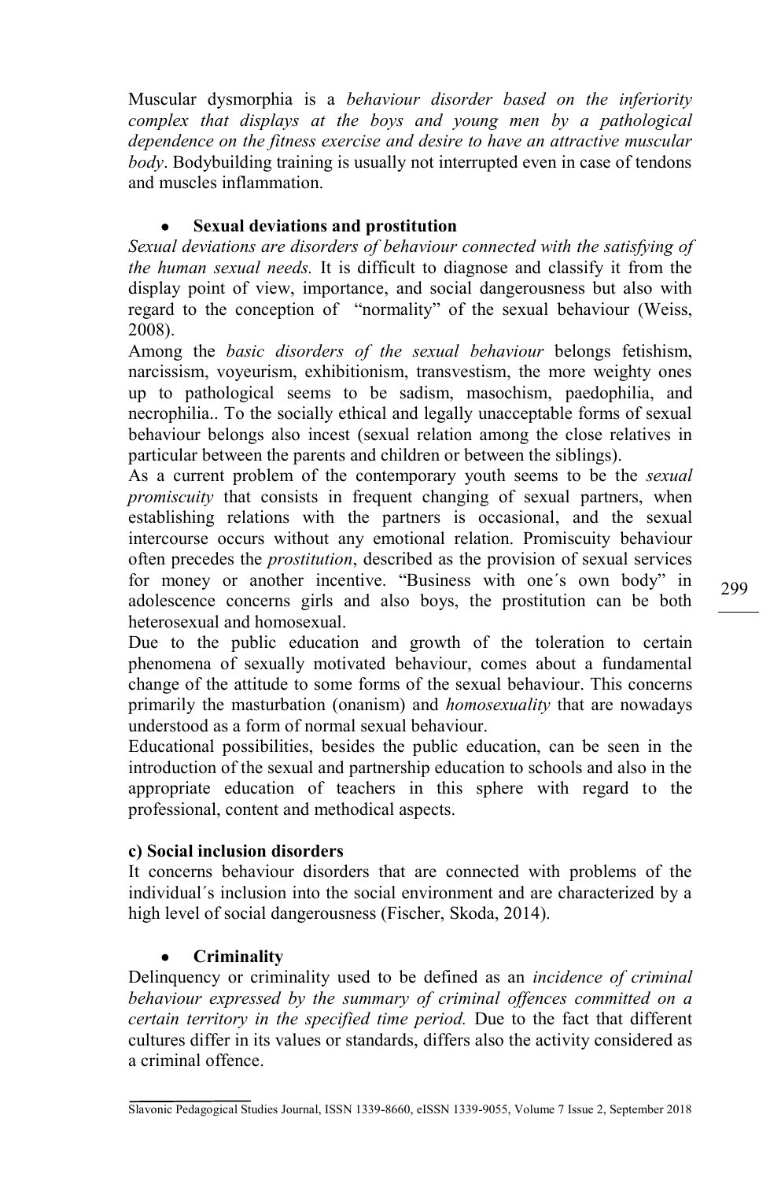Muscular dysmorphia is a *behaviour disorder based on the inferiority complex that displays at the boys and young men by a pathological dependence on the fitness exercise and desire to have an attractive muscular body*. Bodybuilding training is usually not interrupted even in case of tendons and muscles inflammation.

- **Sexual deviations and prostitution**

*Sexual deviations are disorders of behaviour connected with the satisfying of the human sexual needs.* It is difficult to diagnose and classify it from the display point of view, importance, and social dangerousness but also with regard to the conception of "normality" of the sexual behaviour (Weiss, 2008).

Among the *basic disorders of the sexual behaviour* belongs fetishism, narcissism, voyeurism, exhibitionism, transvestism, the more weighty ones up to pathological seems to be sadism, masochism, paedophilia, and necrophilia.. To the socially ethical and legally unacceptable forms of sexual behaviour belongs also incest (sexual relation among the close relatives in particular between the parents and children or between the siblings).

As a current problem of the contemporary youth seems to be the *sexual promiscuity* that consists in frequent changing of sexual partners, when establishing relations with the partners is occasional, and the sexual intercourse occurs without any emotional relation. Promiscuity behaviour often precedes the *prostitution*, described as the provision of sexual services for money or another incentive. "Business with one´s own body" in adolescence concerns girls and also boys, the prostitution can be both heterosexual and homosexual.

Due to the public education and growth of the toleration to certain phenomena of sexually motivated behaviour, comes about a fundamental change of the attitude to some forms of the sexual behaviour. This concerns primarily the masturbation (onanism) and *homosexuality* that are nowadays understood as a form of normal sexual behaviour.

Educational possibilities, besides the public education, can be seen in the introduction of the sexual and partnership education to schools and also in the appropriate education of teachers in this sphere with regard to the professional, content and methodical aspects.

**c) Social inclusion disorders**

It concerns behaviour disorders that are connected with problems of the individual´s inclusion into the social environment and are characterized by a high level of social dangerousness (Fischer, Skoda, 2014).

- **Criminality**

Delinquency or criminality used to be defined as an *incidence of criminal behaviour expressed by the summary of criminal offences committed on a certain territory in the specified time period.* Due to the fact that different cultures differ in its values or standards, differs also the activity considered as a criminal offence.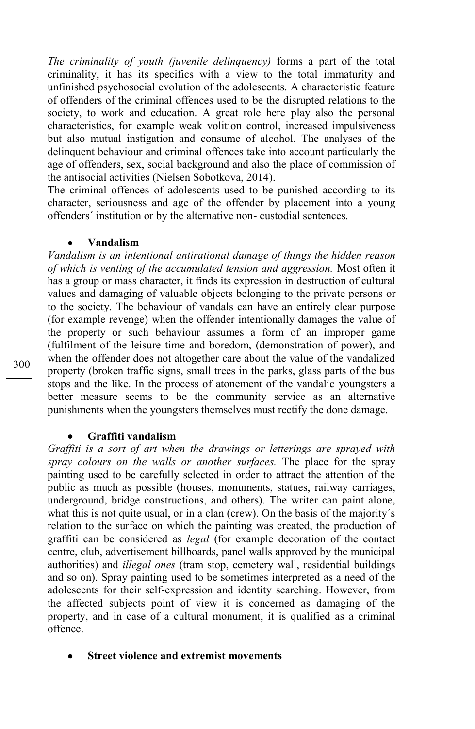*The criminality of youth (juvenile delinquency)* forms a part of the total criminality, it has its specifics with a view to the total immaturity and unfinished psychosocial evolution of the adolescents. A characteristic feature of offenders of the criminal offences used to be the disrupted relations to the society, to work and education. A great role here play also the personal characteristics, for example weak volition control, increased impulsiveness but also mutual instigation and consume of alcohol. The analyses of the delinquent behaviour and criminal offences take into account particularly the age of offenders, sex, social background and also the place of commission of the antisocial activities (Nielsen Sobotkova, 2014).
The criminal offences of adolescents used to be punished according to its character, seriousness and age of the offender by placement into a young offenders´ institution or by the alternative non- custodial sentences.

- **Vandalism**

*Vandalism is an intentional antirational damage of things the hidden reason of which is venting of the accumulated tension and aggression.* Most often it has a group or mass character, it finds its expression in destruction of cultural values and damaging of valuable objects belonging to the private persons or to the society. The behaviour of vandals can have an entirely clear purpose (for example revenge) when the offender intentionally damages the value of the property or such behaviour assumes a form of an improper game (fulfilment of the leisure time and boredom, (demonstration of power), and when the offender does not altogether care about the value of the vandalized property (broken traffic signs, small trees in the parks, glass parts of the bus stops and the like. In the process of atonement of the vandalic youngsters a better measure seems to be the community service as an alternative punishments when the youngsters themselves must rectify the done damage.

- **Graffiti vandalism**

*Graffiti is a sort of art when the drawings or letterings are sprayed with spray colours on the walls or another surfaces.* The place for the spray painting used to be carefully selected in order to attract the attention of the public as much as possible (houses, monuments, statues, railway carriages, underground, bridge constructions, and others). The writer can paint alone, what this is not quite usual, or in a clan (crew). On the basis of the majority´s relation to the surface on which the painting was created, the production of graffiti can be considered as *legal* (for example decoration of the contact centre, club, advertisement billboards, panel walls approved by the municipal authorities) and *illegal ones* (tram stop, cemetery wall, residential buildings and so on). Spray painting used to be sometimes interpreted as a need of the adolescents for their self-expression and identity searching. However, from the affected subjects point of view it is concerned as damaging of the property, and in case of a cultural monument, it is qualified as a criminal offence.

- **Street violence and extremist movements**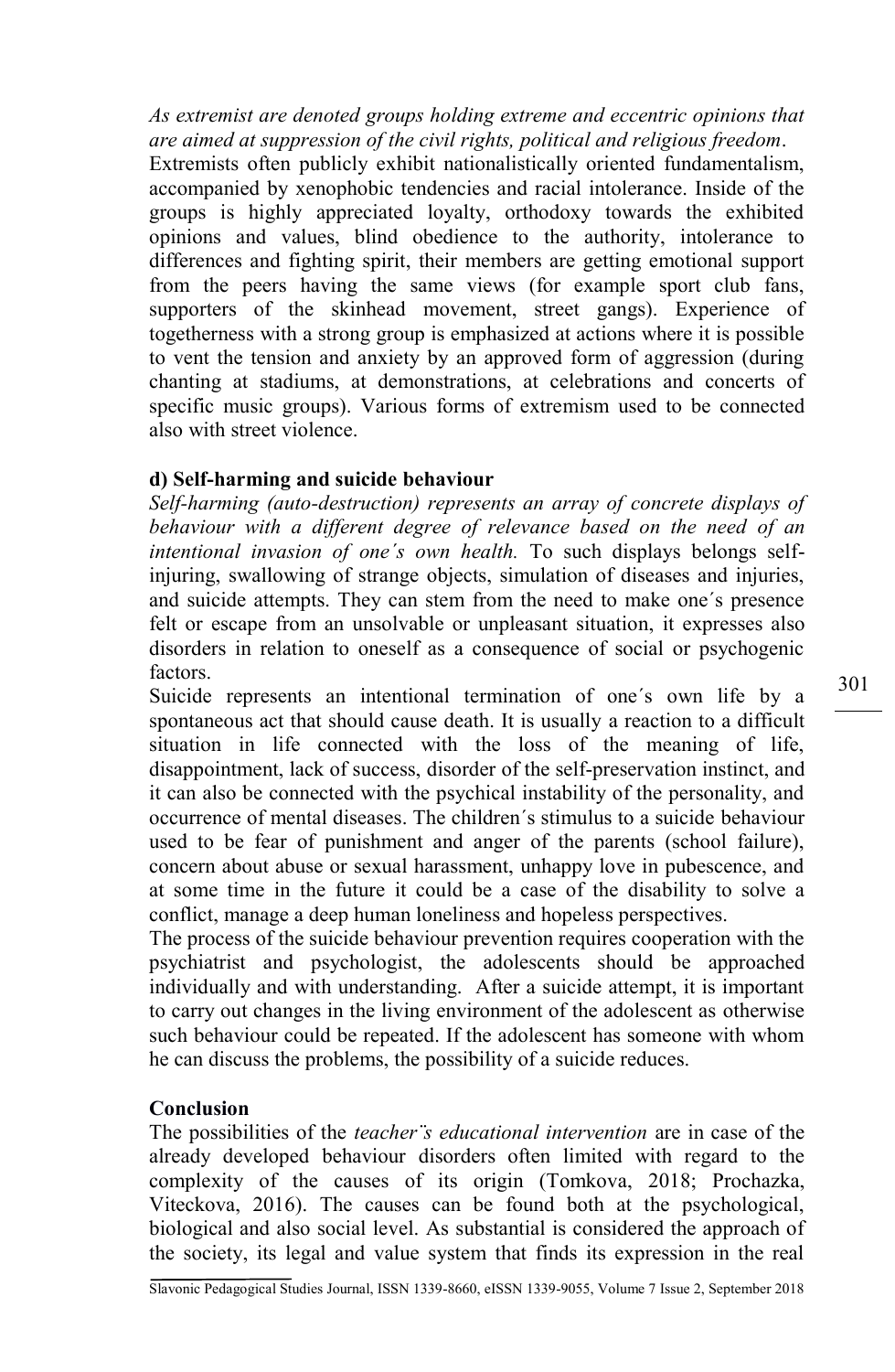*As extremist are denoted groups holding extreme and eccentric opinions that are aimed at suppression of the civil rights, political and religious freedom*. Extremists often publicly exhibit nationalistically oriented fundamentalism, accompanied by xenophobic tendencies and racial intolerance. Inside of the groups is highly appreciated loyalty, orthodoxy towards the exhibited opinions and values, blind obedience to the authority, intolerance to differences and fighting spirit, their members are getting emotional support from the peers having the same views (for example sport club fans, supporters of the skinhead movement, street gangs). Experience of togetherness with a strong group is emphasized at actions where it is possible to vent the tension and anxiety by an approved form of aggression (during chanting at stadiums, at demonstrations, at celebrations and concerts of specific music groups). Various forms of extremism used to be connected also with street violence.

**d) Self-harming and suicide behaviour**

*Self-harming (auto-destruction) represents an array of concrete displays of behaviour with a different degree of relevance based on the need of an intentional invasion of one´s own health.* To such displays belongs self-injuring, swallowing of strange objects, simulation of diseases and injuries, and suicide attempts. They can stem from the need to make one´s presence felt or escape from an unsolvable or unpleasant situation, it expresses also disorders in relation to oneself as a consequence of social or psychogenic factors.

Suicide represents an intentional termination of one´s own life by a spontaneous act that should cause death. It is usually a reaction to a difficult situation in life connected with the loss of the meaning of life, disappointment, lack of success, disorder of the self-preservation instinct, and it can also be connected with the psychical instability of the personality, and occurrence of mental diseases. The children´s stimulus to a suicide behaviour used to be fear of punishment and anger of the parents (school failure), concern about abuse or sexual harassment, unhappy love in pubescence, and at some time in the future it could be a case of the disability to solve a conflict, manage a deep human loneliness and hopeless perspectives.

The process of the suicide behaviour prevention requires cooperation with the psychiatrist and psychologist, the adolescents should be approached individually and with understanding. After a suicide attempt, it is important to carry out changes in the living environment of the adolescent as otherwise such behaviour could be repeated. If the adolescent has someone with whom he can discuss the problems, the possibility of a suicide reduces.

**Conclusion**

The possibilities of the *teacher¨s educational intervention* are in case of the already developed behaviour disorders often limited with regard to the complexity of the causes of its origin (Tomkova, 2018; Prochazka, Viteckova, 2016). The causes can be found both at the psychological, biological and also social level. As substantial is considered the approach of the society, its legal and value system that finds its expression in the real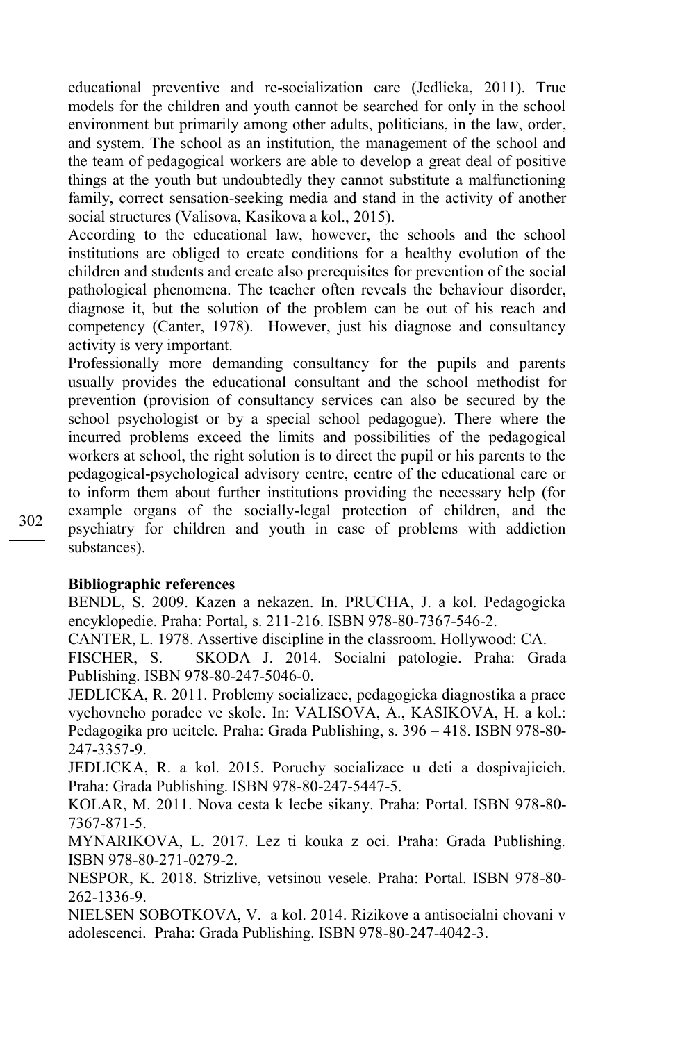educational preventive and re-socialization care (Jedlicka, 2011). True models for the children and youth cannot be searched for only in the school environment but primarily among other adults, politicians, in the law, order, and system. The school as an institution, the management of the school and the team of pedagogical workers are able to develop a great deal of positive things at the youth but undoubtedly they cannot substitute a malfunctioning family, correct sensation-seeking media and stand in the activity of another social structures (Valisova, Kasikova a kol., 2015).

According to the educational law, however, the schools and the school institutions are obliged to create conditions for a healthy evolution of the children and students and create also prerequisites for prevention of the social pathological phenomena. The teacher often reveals the behaviour disorder, diagnose it, but the solution of the problem can be out of his reach and competency (Canter, 1978). However, just his diagnose and consultancy activity is very important.

Professionally more demanding consultancy for the pupils and parents usually provides the educational consultant and the school methodist for prevention (provision of consultancy services can also be secured by the school psychologist or by a special school pedagogue). There where the incurred problems exceed the limits and possibilities of the pedagogical workers at school, the right solution is to direct the pupil or his parents to the pedagogical-psychological advisory centre, centre of the educational care or to inform them about further institutions providing the necessary help (for example organs of the socially-legal protection of children, and the psychiatry for children and youth in case of problems with addiction substances).

**Bibliographic references**

BENDL, S. 2009. Kazen a nekazen. In. PRUCHA, J. a kol. Pedagogicka encyklopedie. Praha: Portal, s. 211-216. ISBN 978-80-7367-546-2.

CANTER, L. 1978. Assertive discipline in the classroom. Hollywood: CA.

FISCHER, S. – SKODA J. 2014. Socialni patologie. Praha: Grada Publishing. ISBN 978-80-247-5046-0.

JEDLICKA, R. 2011. Problemy socializace, pedagogicka diagnostika a prace vychovneho poradce ve skole. In: VALISOVA, A., KASIKOVA, H. a kol.: Pedagogika pro ucitele. Praha: Grada Publishing, s. 396 – 418. ISBN 978-80-247-3357-9.

JEDLICKA, R. a kol. 2015. Poruchy socializace u deti a dospivajicich. Praha: Grada Publishing. ISBN 978-80-247-5447-5.

KOLAR, M. 2011. Nova cesta k lecbe sikany. Praha: Portal. ISBN 978-80-7367-871-5.

MYNARIKOVA, L. 2017. Lez ti kouka z oci. Praha: Grada Publishing. ISBN 978-80-271-0279-2.

NESPOR, K. 2018. Strizlive, vetsinou vesele. Praha: Portal. ISBN 978-80-262-1336-9.

NIELSEN SOBOTKOVA, V. a kol. 2014. Rizikove a antisocialni chovani v adolescenci. Praha: Grada Publishing. ISBN 978-80-247-4042-3.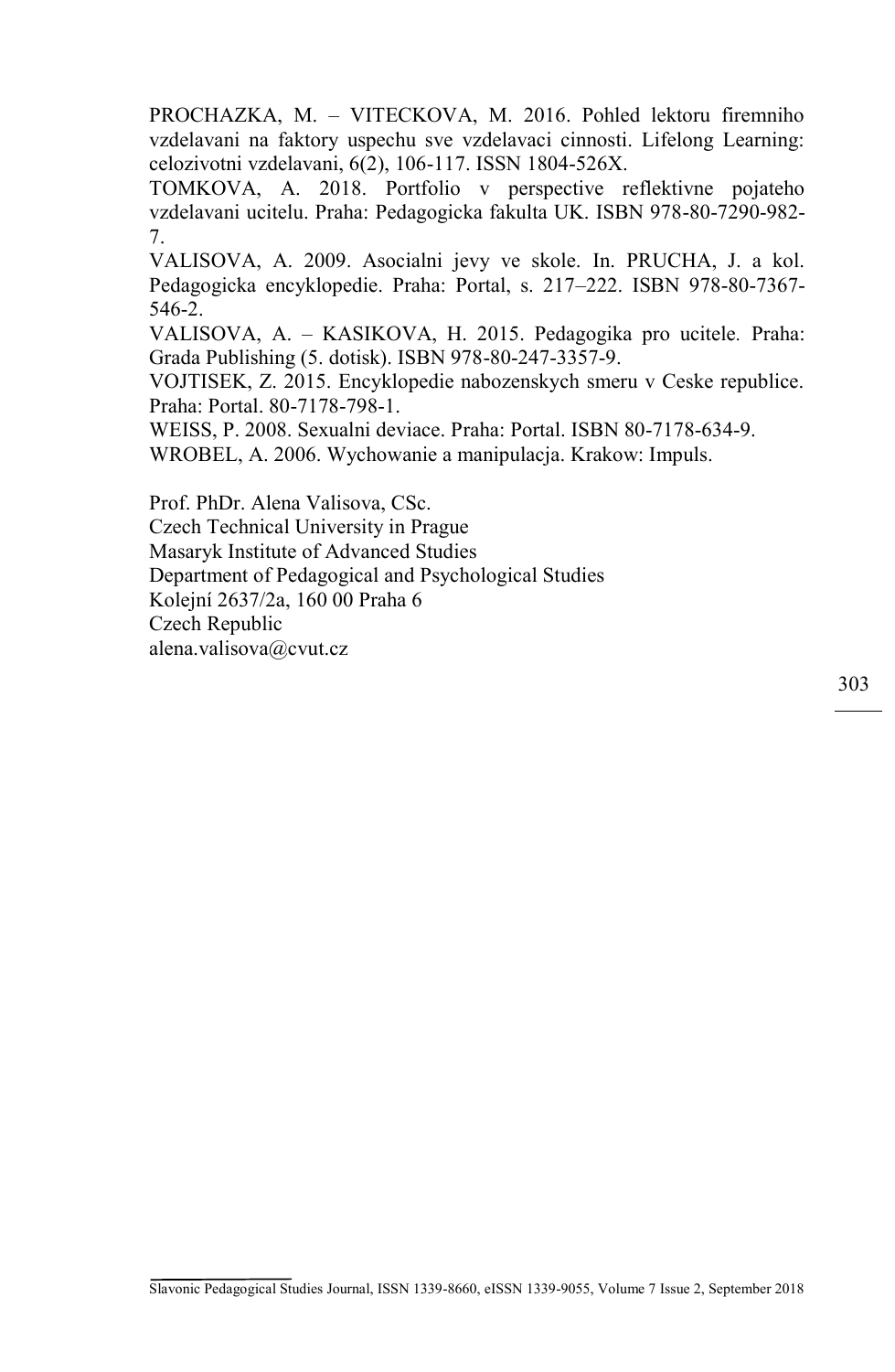PROCHAZKA, M. – VITECKOVA, M. 2016. Pohled lektoru firemniho vzdelavani na faktory uspechu sve vzdelavaci cinnosti. Lifelong Learning: celozivotni vzdelavani, 6(2), 106-117. ISSN 1804-526X.

TOMKOVA, A. 2018. Portfolio v perspective reflektivne pojateho vzdelavani ucitelu. Praha: Pedagogicka fakulta UK. ISBN 978-80-7290-982-7.

VALISOVA, A. 2009. Asocialni jevy ve skole. In. PRUCHA, J. a kol. Pedagogicka encyklopedie. Praha: Portal, s. 217–222. ISBN 978-80-7367-546-2.

VALISOVA, A. – KASIKOVA, H. 2015. Pedagogika pro ucitele. Praha: Grada Publishing (5. dotisk). ISBN 978-80-247-3357-9.

VOJTISEK, Z. 2015. Encyklopedie nabozenskych smeru v Ceske republice. Praha: Portal. 80-7178-798-1.

WEISS, P. 2008. Sexualni deviace. Praha: Portal. ISBN 80-7178-634-9.

WROBEL, A. 2006. Wychowanie a manipulacja. Krakow: Impuls.

Prof. PhDr. Alena Valisova, CSc.
Czech Technical University in Prague
Masaryk Institute of Advanced Studies
Department of Pedagogical and Psychological Studies
Kolejní 2637/2a, 160 00 Praha 6
Czech Republic
alena.valisova@cvut.cz